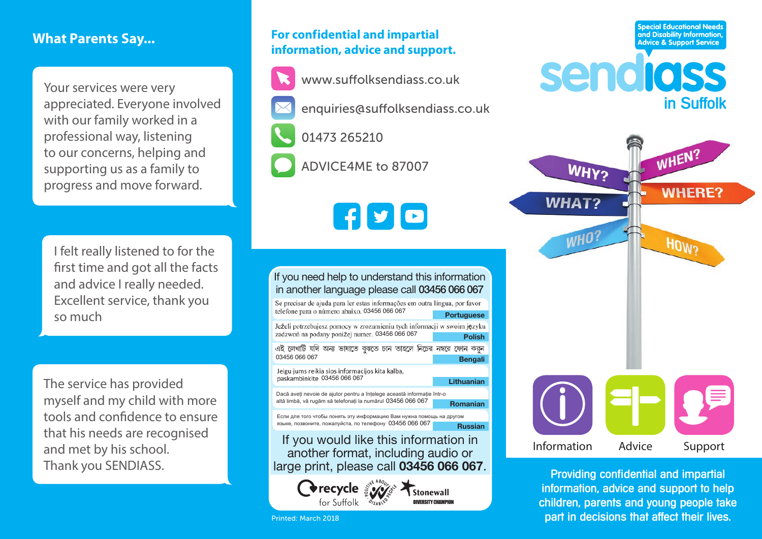## What Parents Say...

Your services were very appreciated. Everyone involved with our family worked in a professional way, listening to our concerns, helping and supporting us as a family to progress and move forward.

I felt really listened to for the first time and got all the facts and advice I really needed. Excellent service, thank you so much

The service has provided myself and my child with more tools and confidence to ensure that his needs are recognised and met by his school. Thank you SENDIASS.

## For confidential and impartial information, advice and support.

www.suffolksendiass.co.uk

enquiries@suffolksendiass.co.uk

01473 265210

ADVICE4ME to 87007

If you need help to understand this information in another language please call **03456 066 067**

Se precisar de ajuda para ler estas informações em outra língua, por favor telefone para o número abaixo. 03456 066 067 **Portuguese**

Jeżeli potrzebujesz pomocy w zrozumieniu tych informacji w swoim języku zadzwoń na podany poniżej numer. 03456 066 067 **Polish**

এই লেখাটি যদি অন্য ভাষাতে বুঝতে চান তাহলে নিচের নম্বরে ফোন করুন 03456 066 067 **Bengali**

Jeigu jums reikia sios informacijos kita kalba, paskambinkite 03456 066 067 **Lithuanian**

Dacă aveți nevoie de ajutor pentru a înțelege această informație într-o altă limbă, vă rugăm să telefonați la numărul 03456 066 067 **Romanian**

Если для того чтобы понять эту информацию Вам нужна помощь на другом языке, позвоните, пожалуйста, по телефону 03456 066 067 **Russian**

If you would like this information in another format, including audio or large print, please call **03456 066 067**.

recycle for Suffolk · Positive About Disabled People · Stonewall Diversity Champion

Printed: March 2018

Special Educational Needs and Disability Information, Advice & Support Service

# sendiass in Suffolk

WHY? WHEN? WHAT? WHERE? WHO? HOW?

Information · Advice · Support

**Providing confidential and impartial information, advice and support to help children, parents and young people take part in decisions that affect their lives.**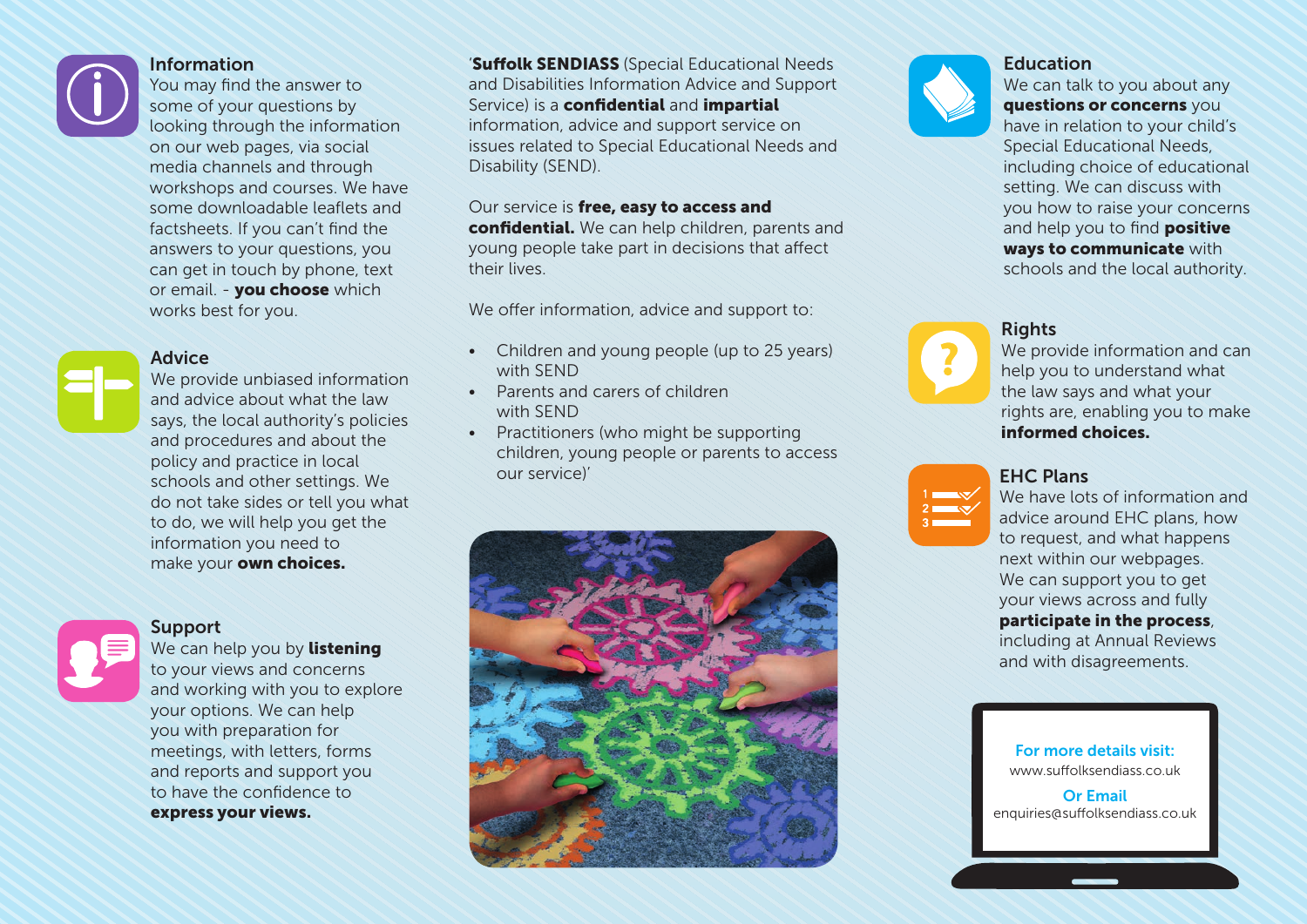## Information

You may find the answer to some of your questions by looking through the information on our web pages, via social media channels and through workshops and courses. We have some downloadable leaflets and factsheets. If you can't find the answers to your questions, you can get in touch by phone, text or email. - **you choose** which works best for you.

## Advice

We provide unbiased information and advice about what the law says, the local authority's policies and procedures and about the policy and practice in local schools and other settings. We do not take sides or tell you what to do, we will help you get the information you need to make your **own choices.**

## Support

We can help you by **listening** to your views and concerns and working with you to explore your options. We can help you with preparation for meetings, with letters, forms and reports and support you to have the confidence to **express your views.**

'**Suffolk SENDIASS** (Special Educational Needs and Disabilities Information Advice and Support Service) is a **confidential** and **impartial** information, advice and support service on issues related to Special Educational Needs and Disability (SEND).

Our service is **free, easy to access and confidential.** We can help children, parents and young people take part in decisions that affect their lives.

We offer information, advice and support to:

- Children and young people (up to 25 years) with SEND
- Parents and carers of children with SEND
- Practitioners (who might be supporting children, young people or parents to access our service)'

## Education

We can talk to you about any **questions or concerns** you have in relation to your child's Special Educational Needs, including choice of educational setting. We can discuss with you how to raise your concerns and help you to find **positive ways to communicate** with schools and the local authority.

## Rights

We provide information and can help you to understand what the law says and what your rights are, enabling you to make **informed choices.**

## EHC Plans

We have lots of information and advice around EHC plans, how to request, and what happens next within our webpages. We can support you to get your views across and fully **participate in the process**, including at Annual Reviews and with disagreements.

**For more details visit:**
www.suffolksendiass.co.uk

**Or Email**
enquiries@suffolksendiass.co.uk